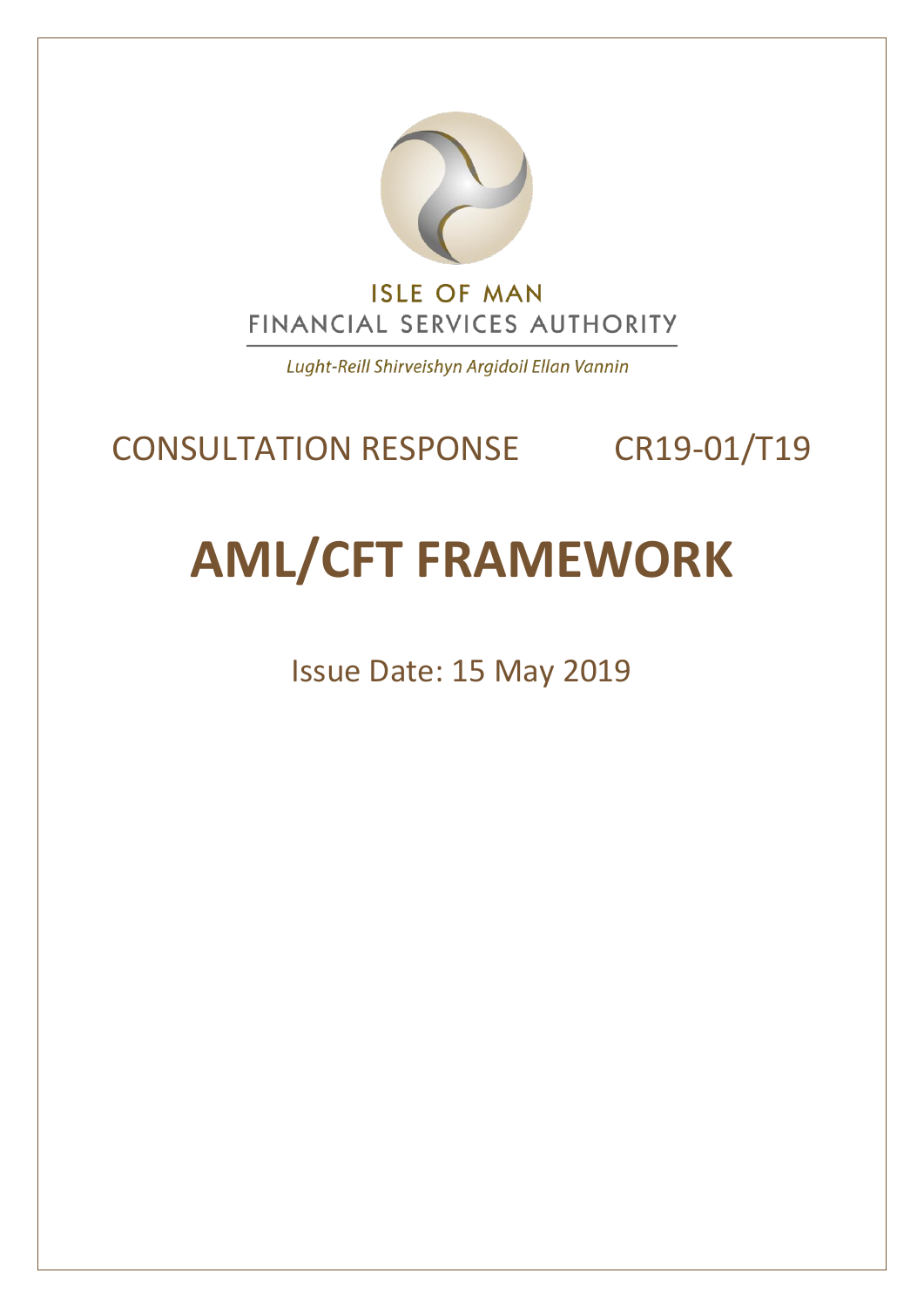ISLE OF MAN

FINANCIAL SERVICES AUTHORITY

*Lught-Reill Shirveishyn Argidoil Ellan Vannin*

CONSULTATION RESPONSE CR19-01/T19

# AML/CFT FRAMEWORK

Issue Date: 15 May 2019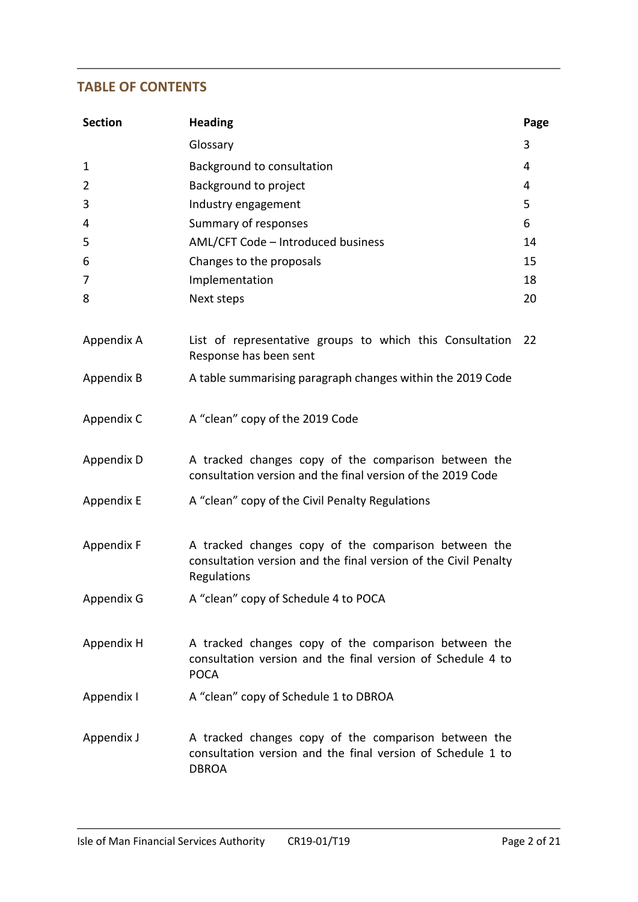## TABLE OF CONTENTS

| Section | Heading | Page |
|---|---|---|
| | Glossary | 3 |
| 1 | Background to consultation | 4 |
| 2 | Background to project | 4 |
| 3 | Industry engagement | 5 |
| 4 | Summary of responses | 6 |
| 5 | AML/CFT Code – Introduced business | 14 |
| 6 | Changes to the proposals | 15 |
| 7 | Implementation | 18 |
| 8 | Next steps | 20 |
| Appendix A | List of representative groups to which this Consultation Response has been sent | 22 |
| Appendix B | A table summarising paragraph changes within the 2019 Code | |
| Appendix C | A "clean" copy of the 2019 Code | |
| Appendix D | A tracked changes copy of the comparison between the consultation version and the final version of the 2019 Code | |
| Appendix E | A "clean" copy of the Civil Penalty Regulations | |
| Appendix F | A tracked changes copy of the comparison between the consultation version and the final version of the Civil Penalty Regulations | |
| Appendix G | A "clean" copy of Schedule 4 to POCA | |
| Appendix H | A tracked changes copy of the comparison between the consultation version and the final version of Schedule 4 to POCA | |
| Appendix I | A "clean" copy of Schedule 1 to DBROA | |
| Appendix J | A tracked changes copy of the comparison between the consultation version and the final version of Schedule 1 to DBROA | |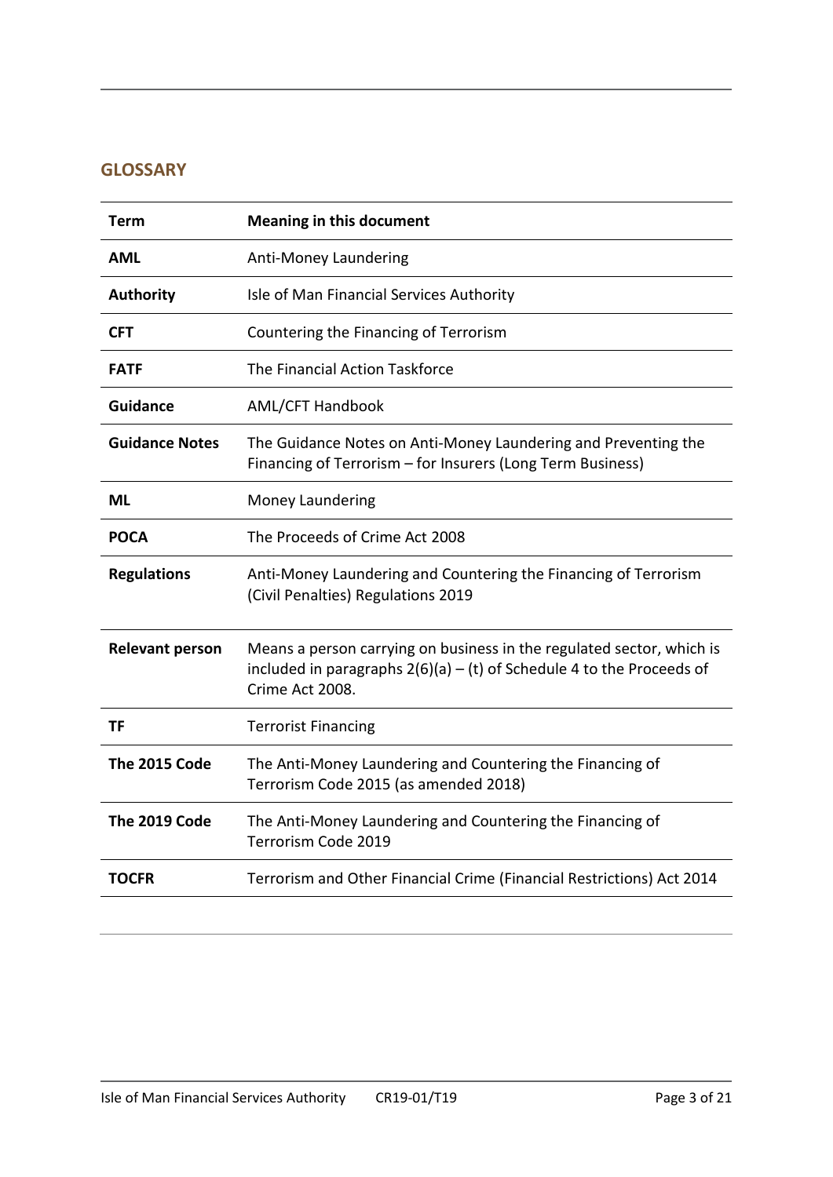## GLOSSARY

| Term | Meaning in this document |
|---|---|
| **AML** | Anti-Money Laundering |
| **Authority** | Isle of Man Financial Services Authority |
| **CFT** | Countering the Financing of Terrorism |
| **FATF** | The Financial Action Taskforce |
| **Guidance** | AML/CFT Handbook |
| **Guidance Notes** | The Guidance Notes on Anti-Money Laundering and Preventing the Financing of Terrorism – for Insurers (Long Term Business) |
| **ML** | Money Laundering |
| **POCA** | The Proceeds of Crime Act 2008 |
| **Regulations** | Anti-Money Laundering and Countering the Financing of Terrorism (Civil Penalties) Regulations 2019 |
| **Relevant person** | Means a person carrying on business in the regulated sector, which is included in paragraphs 2(6)(a) – (t) of Schedule 4 to the Proceeds of Crime Act 2008. |
| **TF** | Terrorist Financing |
| **The 2015 Code** | The Anti-Money Laundering and Countering the Financing of Terrorism Code 2015 (as amended 2018) |
| **The 2019 Code** | The Anti-Money Laundering and Countering the Financing of Terrorism Code 2019 |
| **TOCFR** | Terrorism and Other Financial Crime (Financial Restrictions) Act 2014 |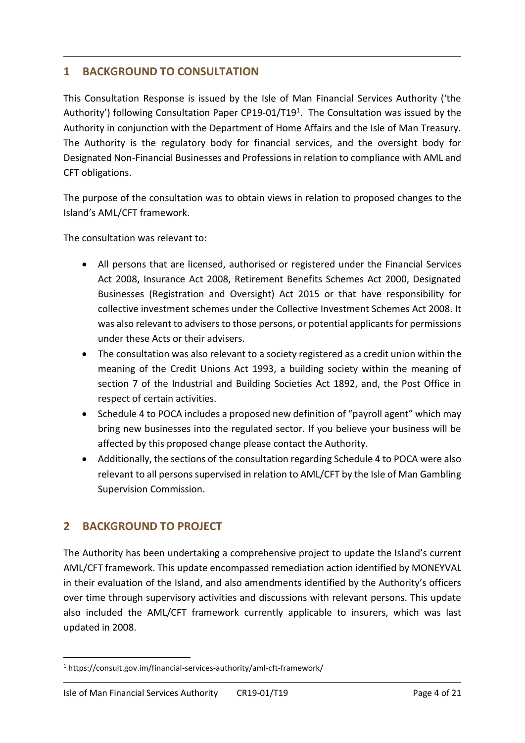## 1 BACKGROUND TO CONSULTATION

This Consultation Response is issued by the Isle of Man Financial Services Authority ('the Authority') following Consultation Paper CP19-01/T19[1]. The Consultation was issued by the Authority in conjunction with the Department of Home Affairs and the Isle of Man Treasury. The Authority is the regulatory body for financial services, and the oversight body for Designated Non-Financial Businesses and Professions in relation to compliance with AML and CFT obligations.

The purpose of the consultation was to obtain views in relation to proposed changes to the Island's AML/CFT framework.

The consultation was relevant to:

- All persons that are licensed, authorised or registered under the Financial Services Act 2008, Insurance Act 2008, Retirement Benefits Schemes Act 2000, Designated Businesses (Registration and Oversight) Act 2015 or that have responsibility for collective investment schemes under the Collective Investment Schemes Act 2008. It was also relevant to advisers to those persons, or potential applicants for permissions under these Acts or their advisers.
- The consultation was also relevant to a society registered as a credit union within the meaning of the Credit Unions Act 1993, a building society within the meaning of section 7 of the Industrial and Building Societies Act 1892, and, the Post Office in respect of certain activities.
- Schedule 4 to POCA includes a proposed new definition of "payroll agent" which may bring new businesses into the regulated sector. If you believe your business will be affected by this proposed change please contact the Authority.
- Additionally, the sections of the consultation regarding Schedule 4 to POCA were also relevant to all persons supervised in relation to AML/CFT by the Isle of Man Gambling Supervision Commission.

## 2 BACKGROUND TO PROJECT

The Authority has been undertaking a comprehensive project to update the Island's current AML/CFT framework. This update encompassed remediation action identified by MONEYVAL in their evaluation of the Island, and also amendments identified by the Authority's officers over time through supervisory activities and discussions with relevant persons. This update also included the AML/CFT framework currently applicable to insurers, which was last updated in 2008.

[1] https://consult.gov.im/financial-services-authority/aml-cft-framework/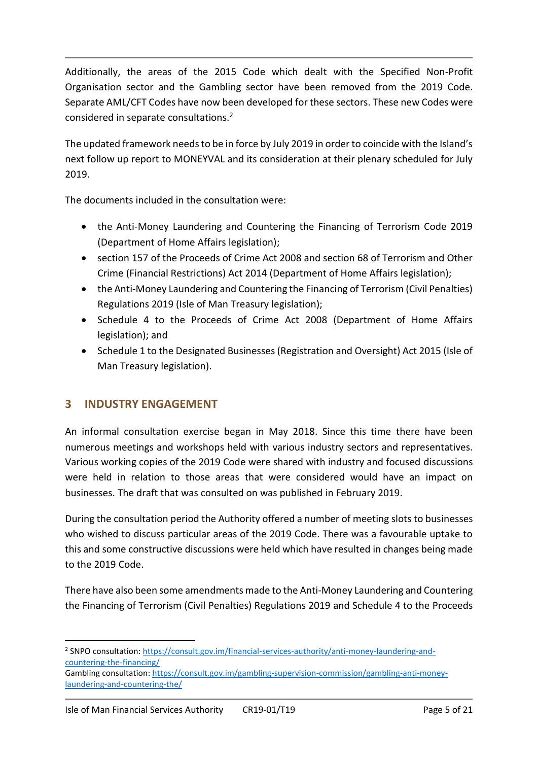Additionally, the areas of the 2015 Code which dealt with the Specified Non-Profit Organisation sector and the Gambling sector have been removed from the 2019 Code. Separate AML/CFT Codes have now been developed for these sectors. These new Codes were considered in separate consultations.[2]

The updated framework needs to be in force by July 2019 in order to coincide with the Island's next follow up report to MONEYVAL and its consideration at their plenary scheduled for July 2019.

The documents included in the consultation were:

- the Anti-Money Laundering and Countering the Financing of Terrorism Code 2019 (Department of Home Affairs legislation);
- section 157 of the Proceeds of Crime Act 2008 and section 68 of Terrorism and Other Crime (Financial Restrictions) Act 2014 (Department of Home Affairs legislation);
- the Anti-Money Laundering and Countering the Financing of Terrorism (Civil Penalties) Regulations 2019 (Isle of Man Treasury legislation);
- Schedule 4 to the Proceeds of Crime Act 2008 (Department of Home Affairs legislation); and
- Schedule 1 to the Designated Businesses (Registration and Oversight) Act 2015 (Isle of Man Treasury legislation).

## 3 INDUSTRY ENGAGEMENT

An informal consultation exercise began in May 2018. Since this time there have been numerous meetings and workshops held with various industry sectors and representatives. Various working copies of the 2019 Code were shared with industry and focused discussions were held in relation to those areas that were considered would have an impact on businesses. The draft that was consulted on was published in February 2019.

During the consultation period the Authority offered a number of meeting slots to businesses who wished to discuss particular areas of the 2019 Code. There was a favourable uptake to this and some constructive discussions were held which have resulted in changes being made to the 2019 Code.

There have also been some amendments made to the Anti-Money Laundering and Countering the Financing of Terrorism (Civil Penalties) Regulations 2019 and Schedule 4 to the Proceeds

---

[2] SNPO consultation: https://consult.gov.im/financial-services-authority/anti-money-laundering-and-countering-the-financing/
Gambling consultation: https://consult.gov.im/gambling-supervision-commission/gambling-anti-money-laundering-and-countering-the/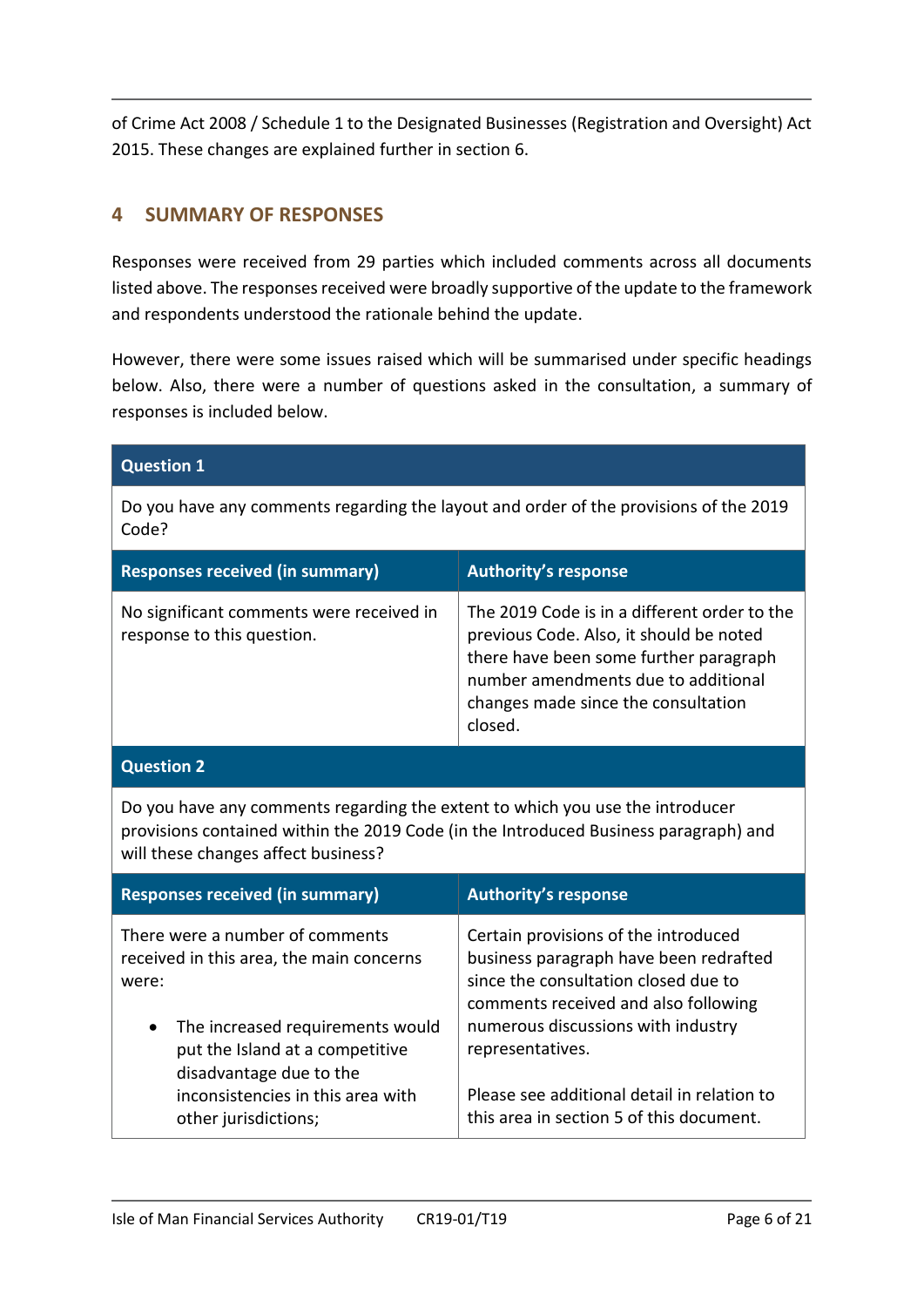of Crime Act 2008 / Schedule 1 to the Designated Businesses (Registration and Oversight) Act 2015. These changes are explained further in section 6.

## 4 SUMMARY OF RESPONSES

Responses were received from 29 parties which included comments across all documents listed above. The responses received were broadly supportive of the update to the framework and respondents understood the rationale behind the update.

However, there were some issues raised which will be summarised under specific headings below. Also, there were a number of questions asked in the consultation, a summary of responses is included below.

| **Question 1** | |
|---|---|
| Do you have any comments regarding the layout and order of the provisions of the 2019 Code? | |
| **Responses received (in summary)** | **Authority's response** |
| No significant comments were received in response to this question. | The 2019 Code is in a different order to the previous Code. Also, it should be noted there have been some further paragraph number amendments due to additional changes made since the consultation closed. |
| **Question 2** | |
| Do you have any comments regarding the extent to which you use the introducer provisions contained within the 2019 Code (in the Introduced Business paragraph) and will these changes affect business? | |
| **Responses received (in summary)** | **Authority's response** |
| There were a number of comments received in this area, the main concerns were:<br><br>• The increased requirements would put the Island at a competitive disadvantage due to the inconsistencies in this area with other jurisdictions; | Certain provisions of the introduced business paragraph have been redrafted since the consultation closed due to comments received and also following numerous discussions with industry representatives.<br><br>Please see additional detail in relation to this area in section 5 of this document. |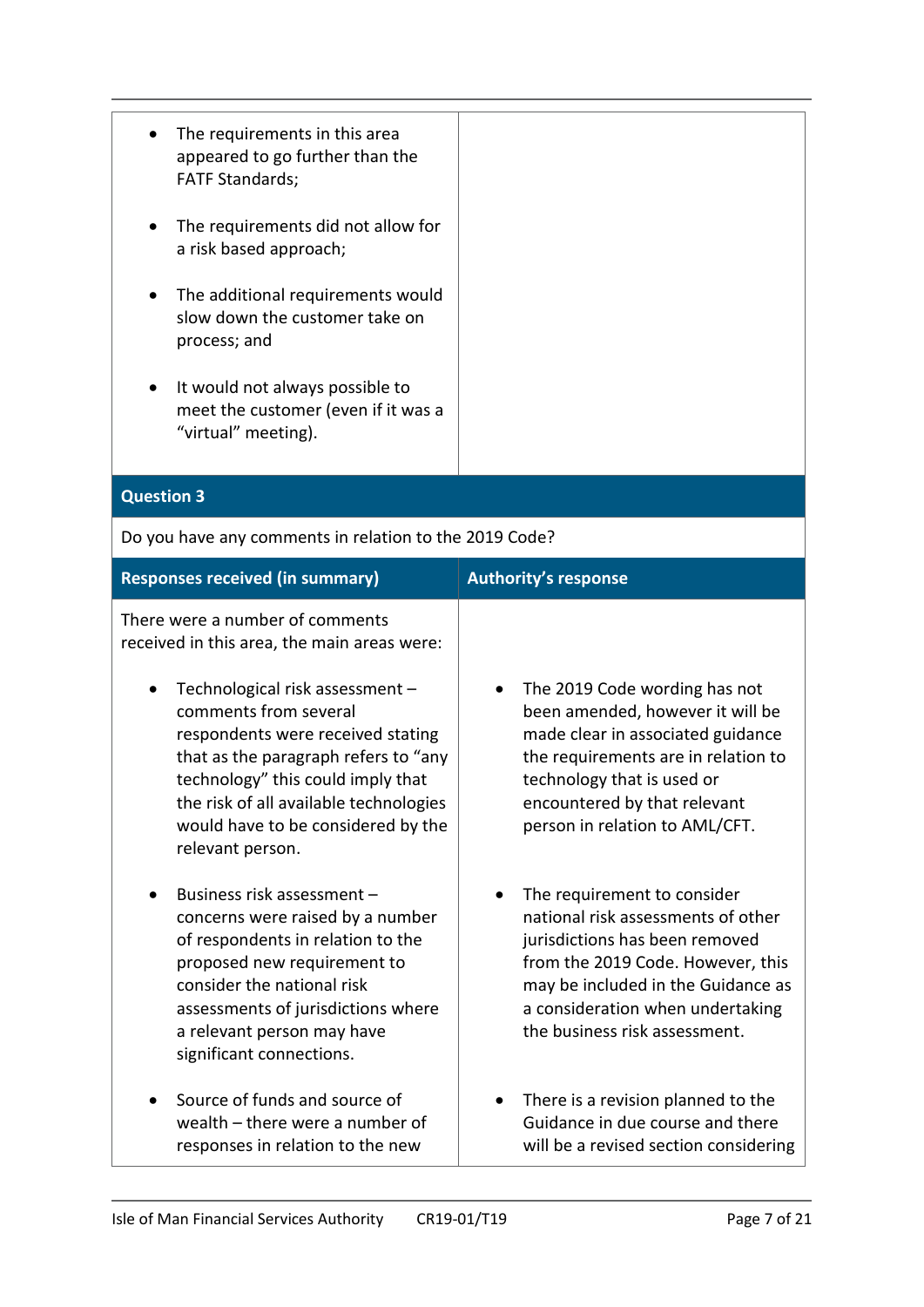| | |
|---|---|
| • The requirements in this area appeared to go further than the FATF Standards;<br><br>• The requirements did not allow for a risk based approach;<br><br>• The additional requirements would slow down the customer take on process; and<br><br>• It would not always possible to meet the customer (even if it was a "virtual" meeting). | |

**Question 3**

Do you have any comments in relation to the 2019 Code?

| Responses received (in summary) | Authority's response |
|---|---|
| There were a number of comments received in this area, the main areas were: | |
| • Technological risk assessment – comments from several respondents were received stating that as the paragraph refers to "any technology" this could imply that the risk of all available technologies would have to be considered by the relevant person. | • The 2019 Code wording has not been amended, however it will be made clear in associated guidance the requirements are in relation to technology that is used or encountered by that relevant person in relation to AML/CFT. |
| • Business risk assessment – concerns were raised by a number of respondents in relation to the proposed new requirement to consider the national risk assessments of jurisdictions where a relevant person may have significant connections. | • The requirement to consider national risk assessments of other jurisdictions has been removed from the 2019 Code. However, this may be included in the Guidance as a consideration when undertaking the business risk assessment. |
| • Source of funds and source of wealth – there were a number of responses in relation to the new | • There is a revision planned to the Guidance in due course and there will be a revised section considering |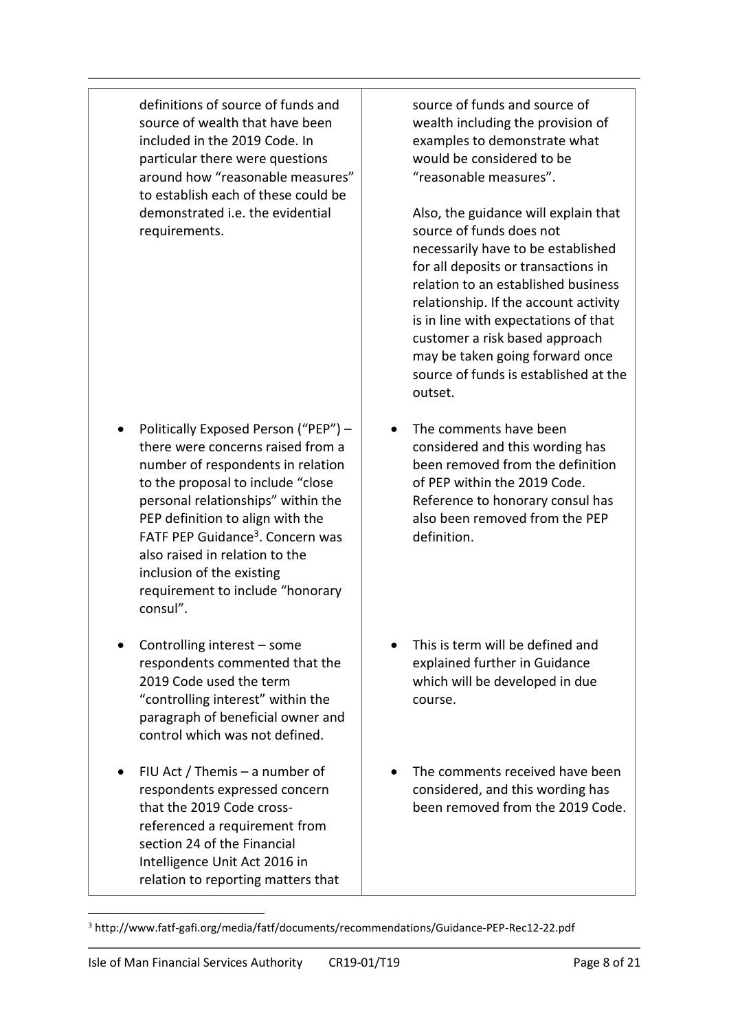| | |
|---|---|
| definitions of source of funds and source of wealth that have been included in the 2019 Code. In particular there were questions around how "reasonable measures" to establish each of these could be demonstrated i.e. the evidential requirements. | source of funds and source of wealth including the provision of examples to demonstrate what would be considered to be "reasonable measures".<br><br>Also, the guidance will explain that source of funds does not necessarily have to be established for all deposits or transactions in relation to an established business relationship. If the account activity is in line with expectations of that customer a risk based approach may be taken going forward once source of funds is established at the outset. |
| • Politically Exposed Person ("PEP") – there were concerns raised from a number of respondents in relation to the proposal to include "close personal relationships" within the PEP definition to align with the FATF PEP Guidance[3]. Concern was also raised in relation to the inclusion of the existing requirement to include "honorary consul". | • The comments have been considered and this wording has been removed from the definition of PEP within the 2019 Code. Reference to honorary consul has also been removed from the PEP definition. |
| • Controlling interest – some respondents commented that the 2019 Code used the term "controlling interest" within the paragraph of beneficial owner and control which was not defined. | • This is term will be defined and explained further in Guidance which will be developed in due course. |
| • FIU Act / Themis – a number of respondents expressed concern that the 2019 Code cross-referenced a requirement from section 24 of the Financial Intelligence Unit Act 2016 in relation to reporting matters that | • The comments received have been considered, and this wording has been removed from the 2019 Code. |

[3] http://www.fatf-gafi.org/media/fatf/documents/recommendations/Guidance-PEP-Rec12-22.pdf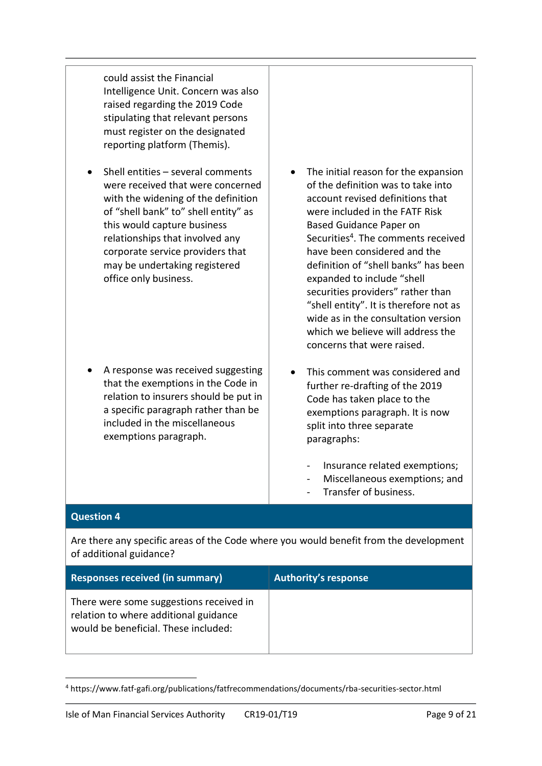| | |
|---|---|
| could assist the Financial Intelligence Unit. Concern was also raised regarding the 2019 Code stipulating that relevant persons must register on the designated reporting platform (Themis). | |
| • Shell entities – several comments were received that were concerned with the widening of the definition of "shell bank" to" shell entity" as this would capture business relationships that involved any corporate service providers that may be undertaking registered office only business. | • The initial reason for the expansion of the definition was to take into account revised definitions that were included in the FATF Risk Based Guidance Paper on Securities[4]. The comments received have been considered and the definition of "shell banks" has been expanded to include "shell securities providers" rather than "shell entity". It is therefore not as wide as in the consultation version which we believe will address the concerns that were raised. |
| • A response was received suggesting that the exemptions in the Code in relation to insurers should be put in a specific paragraph rather than be included in the miscellaneous exemptions paragraph. | • This comment was considered and further re-drafting of the 2019 Code has taken place to the exemptions paragraph. It is now split into three separate paragraphs:<br>- Insurance related exemptions;<br>- Miscellaneous exemptions; and<br>- Transfer of business. |

**Question 4**

Are there any specific areas of the Code where you would benefit from the development of additional guidance?

| Responses received (in summary) | Authority's response |
|---|---|
| There were some suggestions received in relation to where additional guidance would be beneficial. These included: | |

[4] https://www.fatf-gafi.org/publications/fatfrecommendations/documents/rba-securities-sector.html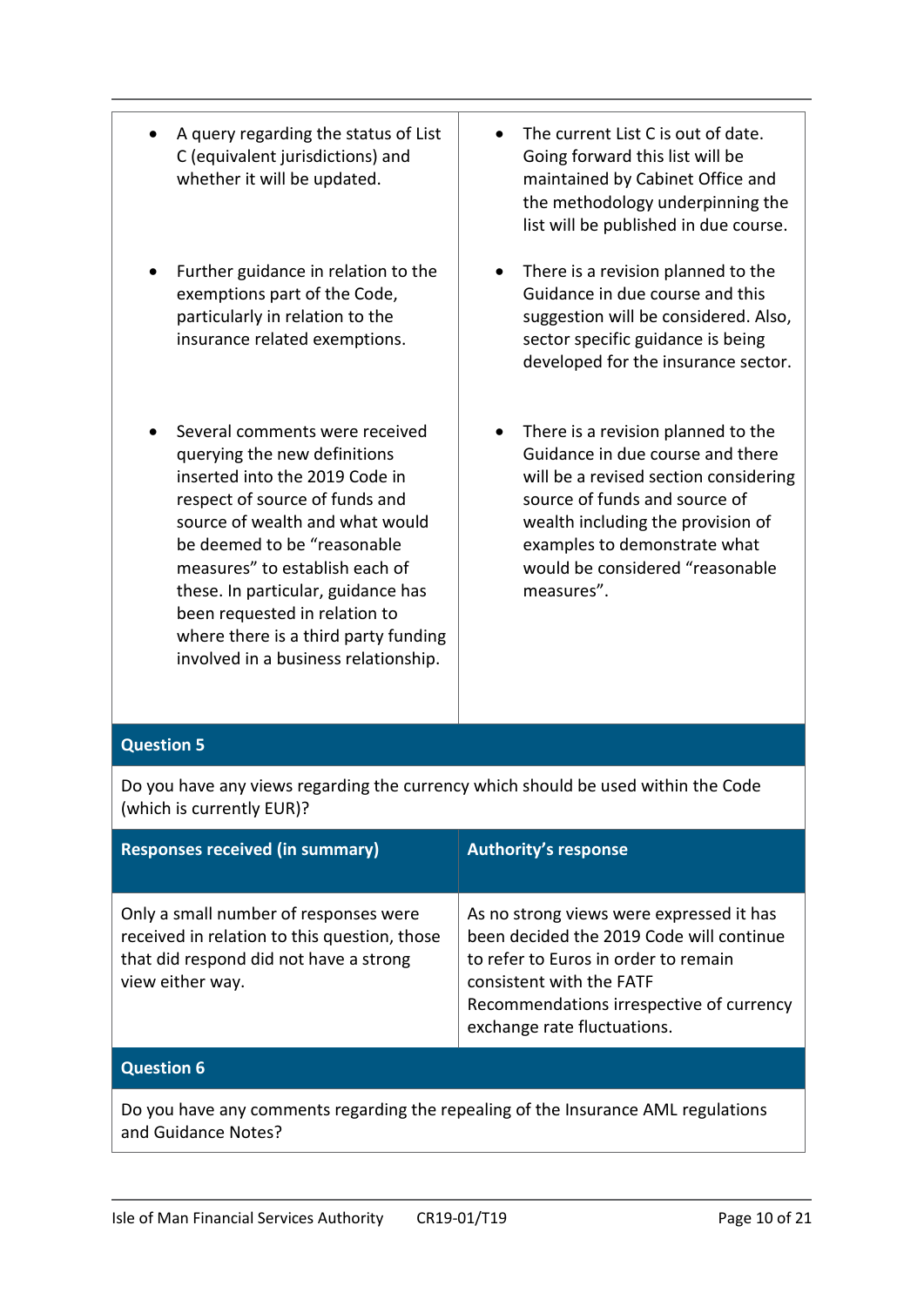| | |
|---|---|
| • A query regarding the status of List C (equivalent jurisdictions) and whether it will be updated. | • The current List C is out of date. Going forward this list will be maintained by Cabinet Office and the methodology underpinning the list will be published in due course. |
| • Further guidance in relation to the exemptions part of the Code, particularly in relation to the insurance related exemptions. | • There is a revision planned to the Guidance in due course and this suggestion will be considered. Also, sector specific guidance is being developed for the insurance sector. |
| • Several comments were received querying the new definitions inserted into the 2019 Code in respect of source of funds and source of wealth and what would be deemed to be "reasonable measures" to establish each of these. In particular, guidance has been requested in relation to where there is a third party funding involved in a business relationship. | • There is a revision planned to the Guidance in due course and there will be a revised section considering source of funds and source of wealth including the provision of examples to demonstrate what would be considered "reasonable measures". |

**Question 5**

Do you have any views regarding the currency which should be used within the Code (which is currently EUR)?

| Responses received (in summary) | Authority's response |
|---|---|
| Only a small number of responses were received in relation to this question, those that did respond did not have a strong view either way. | As no strong views were expressed it has been decided the 2019 Code will continue to refer to Euros in order to remain consistent with the FATF Recommendations irrespective of currency exchange rate fluctuations. |

**Question 6**

Do you have any comments regarding the repealing of the Insurance AML regulations and Guidance Notes?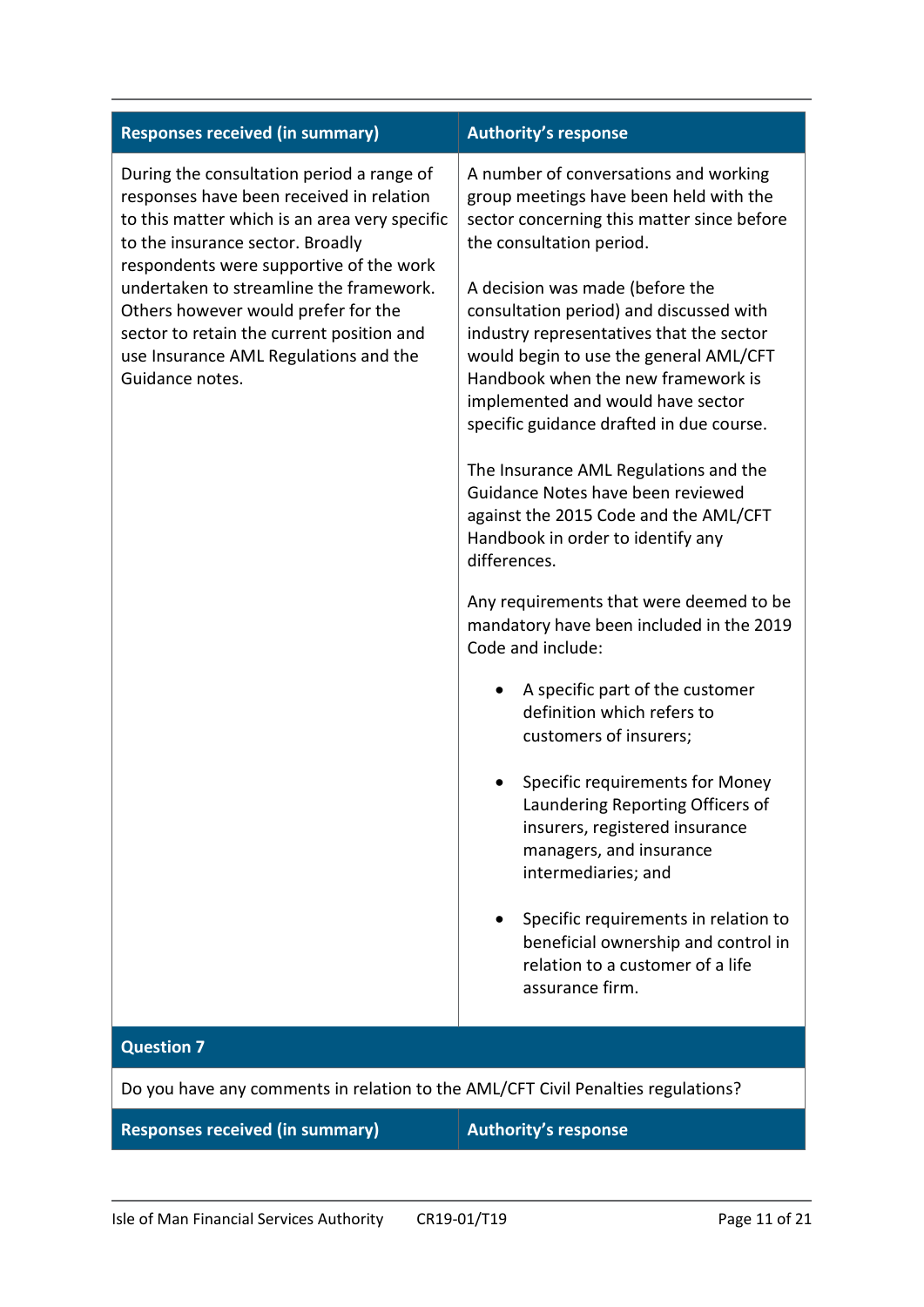| Responses received (in summary) | Authority's response |
| --- | --- |
| During the consultation period a range of responses have been received in relation to this matter which is an area very specific to the insurance sector. Broadly respondents were supportive of the work undertaken to streamline the framework. Others however would prefer for the sector to retain the current position and use Insurance AML Regulations and the Guidance notes. | A number of conversations and working group meetings have been held with the sector concerning this matter since before the consultation period.<br><br>A decision was made (before the consultation period) and discussed with industry representatives that the sector would begin to use the general AML/CFT Handbook when the new framework is implemented and would have sector specific guidance drafted in due course.<br><br>The Insurance AML Regulations and the Guidance Notes have been reviewed against the 2015 Code and the AML/CFT Handbook in order to identify any differences.<br><br>Any requirements that were deemed to be mandatory have been included in the 2019 Code and include:<br><br>• A specific part of the customer definition which refers to customers of insurers;<br><br>• Specific requirements for Money Laundering Reporting Officers of insurers, registered insurance managers, and insurance intermediaries; and<br><br>• Specific requirements in relation to beneficial ownership and control in relation to a customer of a life assurance firm. |

**Question 7**

Do you have any comments in relation to the AML/CFT Civil Penalties regulations?

| Responses received (in summary) | Authority's response |
| --- | --- |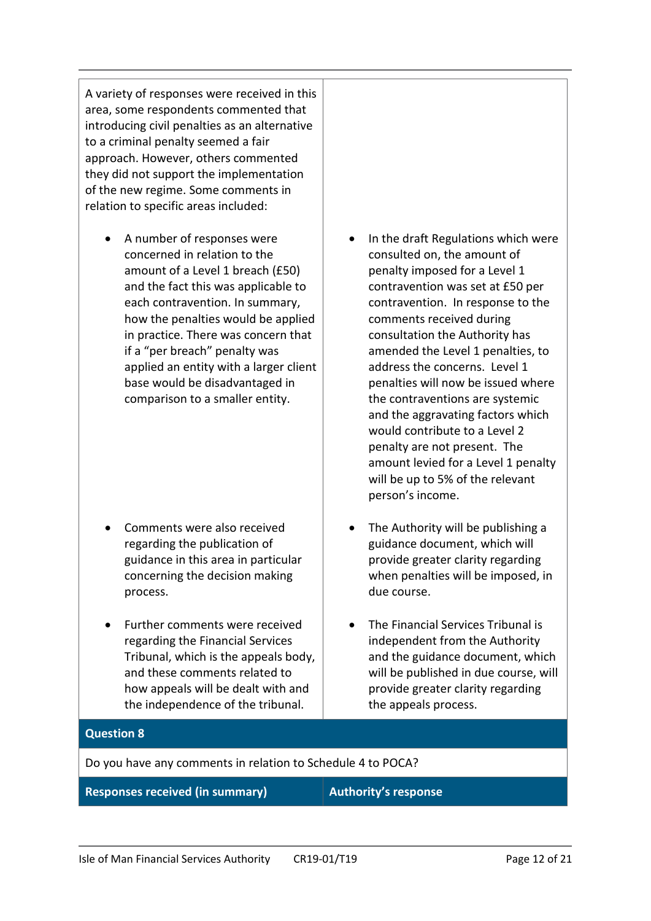| Responses received (in summary) | Authority's response |
| --- | --- |
| A variety of responses were received in this area, some respondents commented that introducing civil penalties as an alternative to a criminal penalty seemed a fair approach. However, others commented they did not support the implementation of the new regime. Some comments in relation to specific areas included: | |
| • A number of responses were concerned in relation to the amount of a Level 1 breach (£50) and the fact this was applicable to each contravention. In summary, how the penalties would be applied in practice. There was concern that if a "per breach" penalty was applied an entity with a larger client base would be disadvantaged in comparison to a smaller entity. | • In the draft Regulations which were consulted on, the amount of penalty imposed for a Level 1 contravention was set at £50 per contravention. In response to the comments received during consultation the Authority has amended the Level 1 penalties, to address the concerns. Level 1 penalties will now be issued where the contraventions are systemic and the aggravating factors which would contribute to a Level 2 penalty are not present. The amount levied for a Level 1 penalty will be up to 5% of the relevant person's income. |
| • Comments were also received regarding the publication of guidance in this area in particular concerning the decision making process. | • The Authority will be publishing a guidance document, which will provide greater clarity regarding when penalties will be imposed, in due course. |
| • Further comments were received regarding the Financial Services Tribunal, which is the appeals body, and these comments related to how appeals will be dealt with and the independence of the tribunal. | • The Financial Services Tribunal is independent from the Authority and the guidance document, which will be published in due course, will provide greater clarity regarding the appeals process. |

**Question 8**

Do you have any comments in relation to Schedule 4 to POCA?

| Responses received (in summary) | Authority's response |
| --- | --- |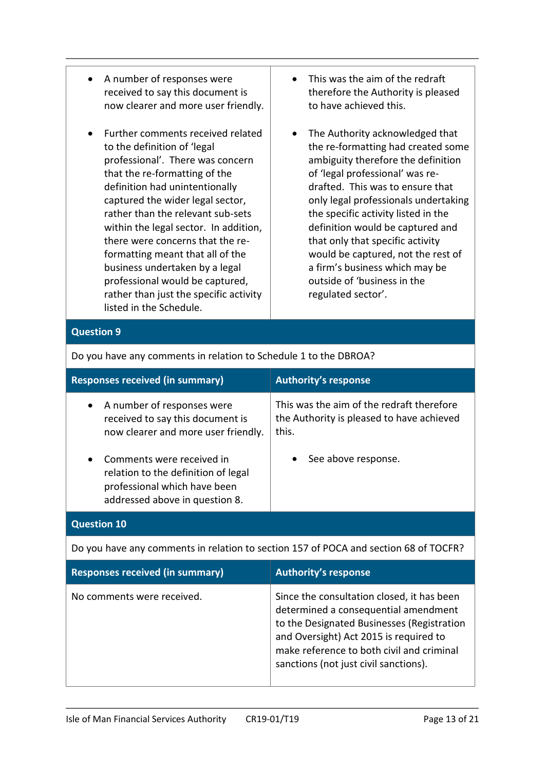| Responses received (in summary) | Authority's response |
| --- | --- |
| • A number of responses were received to say this document is now clearer and more user friendly. | • This was the aim of the redraft therefore the Authority is pleased to have achieved this. |
| • Further comments received related to the definition of 'legal professional'. There was concern that the re-formatting of the definition had unintentionally captured the wider legal sector, rather than the relevant sub-sets within the legal sector. In addition, there were concerns that the re-formatting meant that all of the business undertaken by a legal professional would be captured, rather than just the specific activity listed in the Schedule. | • The Authority acknowledged that the re-formatting had created some ambiguity therefore the definition of 'legal professional' was re-drafted. This was to ensure that only legal professionals undertaking the specific activity listed in the definition would be captured and that only that specific activity would be captured, not the rest of a firm's business which may be outside of 'business in the regulated sector'. |

**Question 9**

Do you have any comments in relation to Schedule 1 to the DBROA?

| Responses received (in summary) | Authority's response |
| --- | --- |
| • A number of responses were received to say this document is now clearer and more user friendly. | This was the aim of the redraft therefore the Authority is pleased to have achieved this. |
| • Comments were received in relation to the definition of legal professional which have been addressed above in question 8. | • See above response. |

**Question 10**

Do you have any comments in relation to section 157 of POCA and section 68 of TOCFR?

| Responses received (in summary) | Authority's response |
| --- | --- |
| No comments were received. | Since the consultation closed, it has been determined a consequential amendment to the Designated Businesses (Registration and Oversight) Act 2015 is required to make reference to both civil and criminal sanctions (not just civil sanctions). |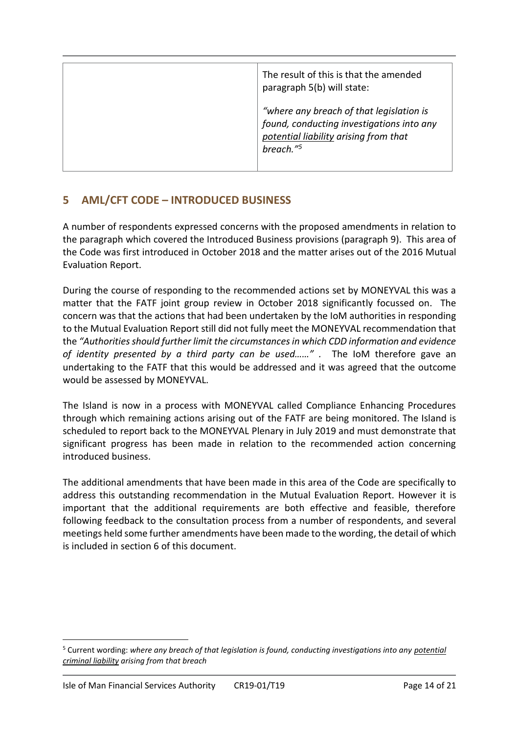| | The result of this is that the amended paragraph 5(b) will state:<br><br>*"where any breach of that legislation is found, conducting investigations into any <u>potential liability</u> arising from that breach."*[5] |
|---|---|

## 5 AML/CFT CODE – INTRODUCED BUSINESS

A number of respondents expressed concerns with the proposed amendments in relation to the paragraph which covered the Introduced Business provisions (paragraph 9). This area of the Code was first introduced in October 2018 and the matter arises out of the 2016 Mutual Evaluation Report.

During the course of responding to the recommended actions set by MONEYVAL this was a matter that the FATF joint group review in October 2018 significantly focussed on. The concern was that the actions that had been undertaken by the IoM authorities in responding to the Mutual Evaluation Report still did not fully meet the MONEYVAL recommendation that the *"Authorities should further limit the circumstances in which CDD information and evidence of identity presented by a third party can be used……"* . The IoM therefore gave an undertaking to the FATF that this would be addressed and it was agreed that the outcome would be assessed by MONEYVAL.

The Island is now in a process with MONEYVAL called Compliance Enhancing Procedures through which remaining actions arising out of the FATF are being monitored. The Island is scheduled to report back to the MONEYVAL Plenary in July 2019 and must demonstrate that significant progress has been made in relation to the recommended action concerning introduced business.

The additional amendments that have been made in this area of the Code are specifically to address this outstanding recommendation in the Mutual Evaluation Report. However it is important that the additional requirements are both effective and feasible, therefore following feedback to the consultation process from a number of respondents, and several meetings held some further amendments have been made to the wording, the detail of which is included in section 6 of this document.

[5] Current wording: *where any breach of that legislation is found, conducting investigations into any <u>potential criminal liability</u> arising from that breach*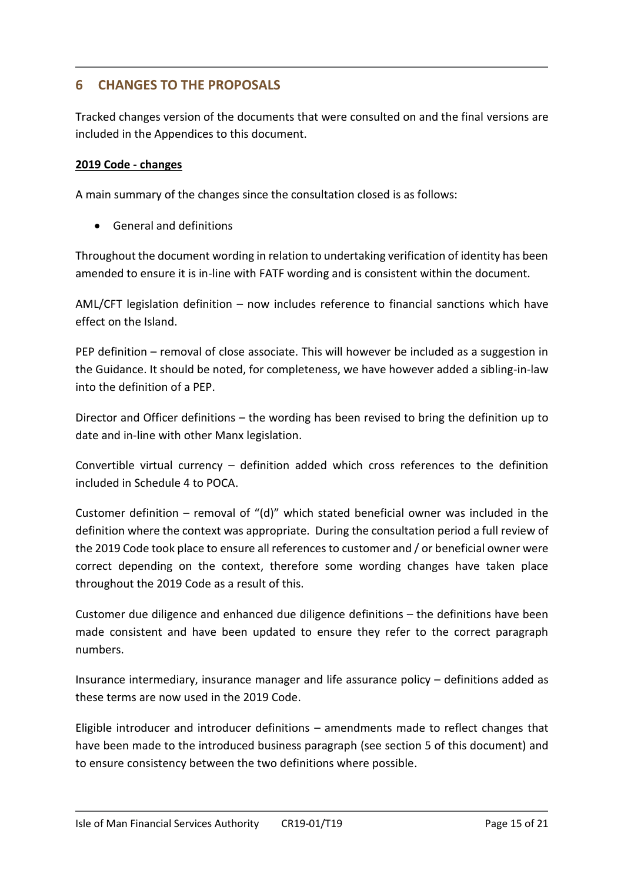## 6 CHANGES TO THE PROPOSALS

Tracked changes version of the documents that were consulted on and the final versions are included in the Appendices to this document.

**2019 Code - changes**

A main summary of the changes since the consultation closed is as follows:

- General and definitions

Throughout the document wording in relation to undertaking verification of identity has been amended to ensure it is in-line with FATF wording and is consistent within the document.

AML/CFT legislation definition – now includes reference to financial sanctions which have effect on the Island.

PEP definition – removal of close associate. This will however be included as a suggestion in the Guidance. It should be noted, for completeness, we have however added a sibling-in-law into the definition of a PEP.

Director and Officer definitions – the wording has been revised to bring the definition up to date and in-line with other Manx legislation.

Convertible virtual currency – definition added which cross references to the definition included in Schedule 4 to POCA.

Customer definition – removal of "(d)" which stated beneficial owner was included in the definition where the context was appropriate. During the consultation period a full review of the 2019 Code took place to ensure all references to customer and / or beneficial owner were correct depending on the context, therefore some wording changes have taken place throughout the 2019 Code as a result of this.

Customer due diligence and enhanced due diligence definitions – the definitions have been made consistent and have been updated to ensure they refer to the correct paragraph numbers.

Insurance intermediary, insurance manager and life assurance policy – definitions added as these terms are now used in the 2019 Code.

Eligible introducer and introducer definitions – amendments made to reflect changes that have been made to the introduced business paragraph (see section 5 of this document) and to ensure consistency between the two definitions where possible.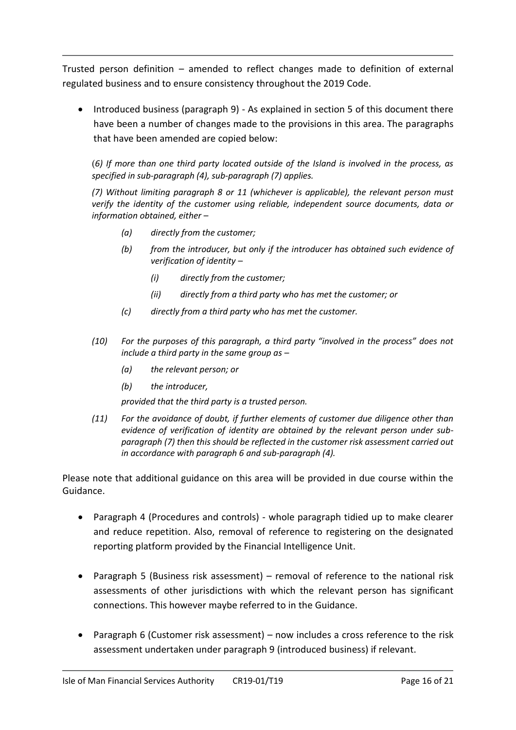Trusted person definition – amended to reflect changes made to definition of external regulated business and to ensure consistency throughout the 2019 Code.

- Introduced business (paragraph 9) - As explained in section 5 of this document there have been a number of changes made to the provisions in this area. The paragraphs that have been amended are copied below:

(*6) If more than one third party located outside of the Island is involved in the process, as specified in sub-paragraph (4), sub-paragraph (7) applies.*

*(7) Without limiting paragraph 8 or 11 (whichever is applicable), the relevant person must verify the identity of the customer using reliable, independent source documents, data or information obtained, either –*

*(a) directly from the customer;*

*(b) from the introducer, but only if the introducer has obtained such evidence of verification of identity –*

*(i) directly from the customer;*

*(ii) directly from a third party who has met the customer; or*

*(c) directly from a third party who has met the customer.*

*(10) For the purposes of this paragraph, a third party "involved in the process" does not include a third party in the same group as –*

*(a) the relevant person; or*

*(b) the introducer,*

*provided that the third party is a trusted person.*

*(11) For the avoidance of doubt, if further elements of customer due diligence other than evidence of verification of identity are obtained by the relevant person under sub-paragraph (7) then this should be reflected in the customer risk assessment carried out in accordance with paragraph 6 and sub-paragraph (4).*

Please note that additional guidance on this area will be provided in due course within the Guidance.

- Paragraph 4 (Procedures and controls) - whole paragraph tidied up to make clearer and reduce repetition. Also, removal of reference to registering on the designated reporting platform provided by the Financial Intelligence Unit.

- Paragraph 5 (Business risk assessment) – removal of reference to the national risk assessments of other jurisdictions with which the relevant person has significant connections. This however maybe referred to in the Guidance.

- Paragraph 6 (Customer risk assessment) – now includes a cross reference to the risk assessment undertaken under paragraph 9 (introduced business) if relevant.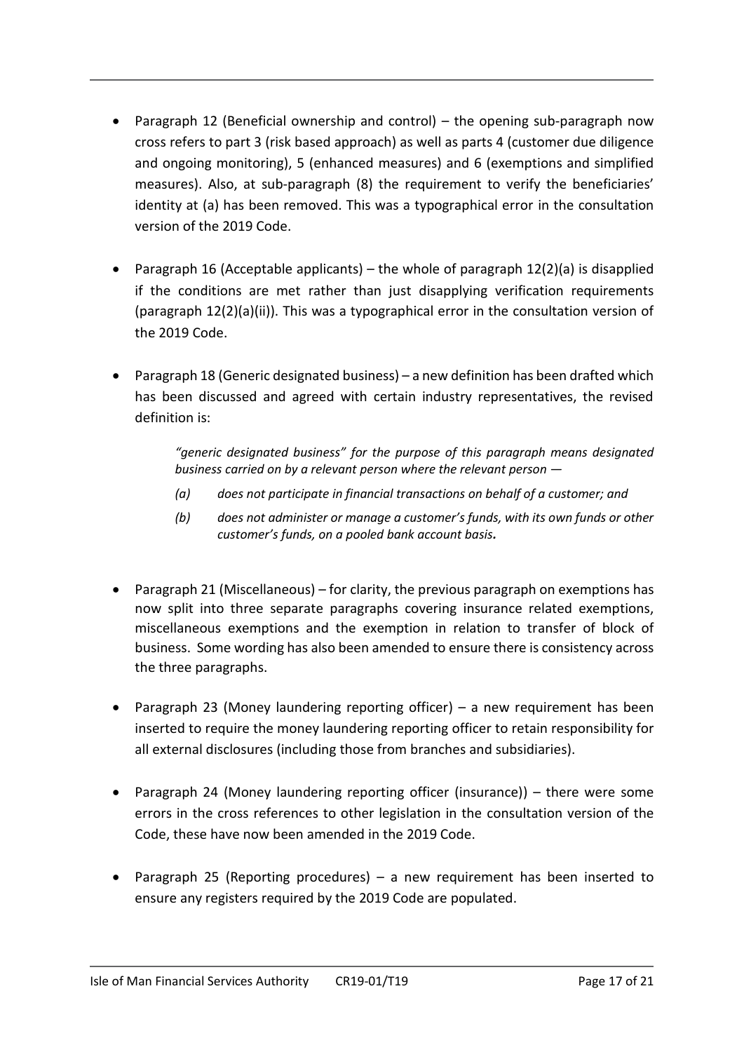- Paragraph 12 (Beneficial ownership and control) – the opening sub-paragraph now cross refers to part 3 (risk based approach) as well as parts 4 (customer due diligence and ongoing monitoring), 5 (enhanced measures) and 6 (exemptions and simplified measures). Also, at sub-paragraph (8) the requirement to verify the beneficiaries' identity at (a) has been removed. This was a typographical error in the consultation version of the 2019 Code.

- Paragraph 16 (Acceptable applicants) – the whole of paragraph 12(2)(a) is disapplied if the conditions are met rather than just disapplying verification requirements (paragraph 12(2)(a)(ii)). This was a typographical error in the consultation version of the 2019 Code.

- Paragraph 18 (Generic designated business) – a new definition has been drafted which has been discussed and agreed with certain industry representatives, the revised definition is:

  *"generic designated business" for the purpose of this paragraph means designated business carried on by a relevant person where the relevant person —*

  *(a) does not participate in financial transactions on behalf of a customer; and*

  *(b) does not administer or manage a customer's funds, with its own funds or other customer's funds, on a pooled bank account basis.*

- Paragraph 21 (Miscellaneous) – for clarity, the previous paragraph on exemptions has now split into three separate paragraphs covering insurance related exemptions, miscellaneous exemptions and the exemption in relation to transfer of block of business. Some wording has also been amended to ensure there is consistency across the three paragraphs.

- Paragraph 23 (Money laundering reporting officer) – a new requirement has been inserted to require the money laundering reporting officer to retain responsibility for all external disclosures (including those from branches and subsidiaries).

- Paragraph 24 (Money laundering reporting officer (insurance)) – there were some errors in the cross references to other legislation in the consultation version of the Code, these have now been amended in the 2019 Code.

- Paragraph 25 (Reporting procedures) – a new requirement has been inserted to ensure any registers required by the 2019 Code are populated.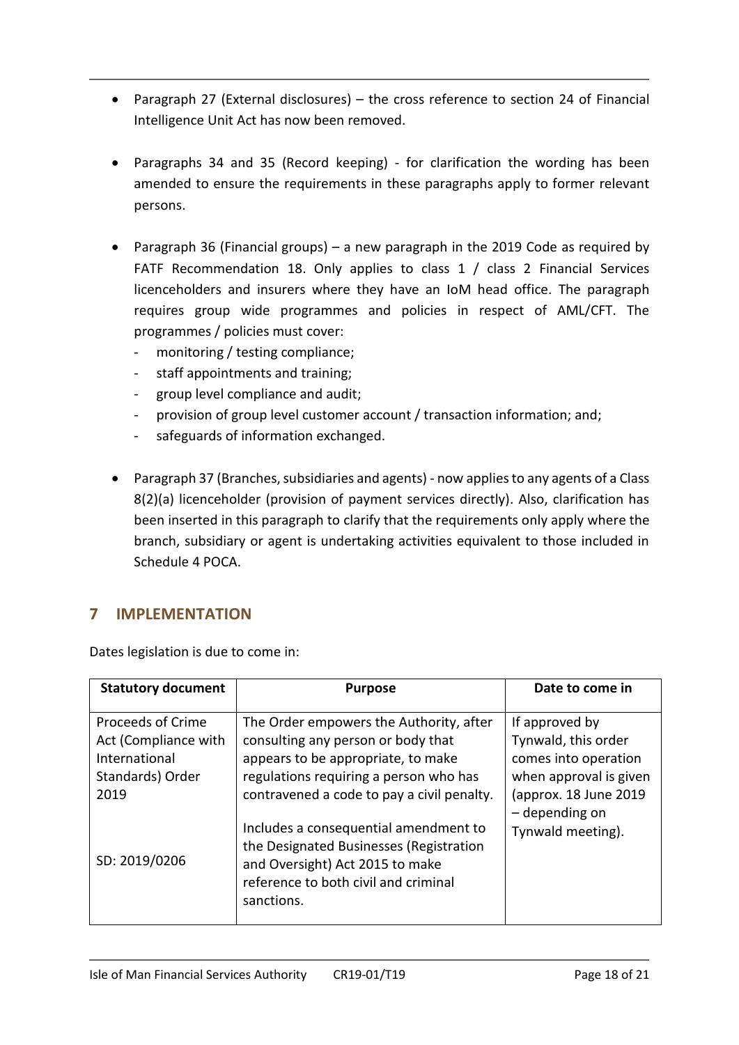- Paragraph 27 (External disclosures) – the cross reference to section 24 of Financial Intelligence Unit Act has now been removed.

- Paragraphs 34 and 35 (Record keeping) - for clarification the wording has been amended to ensure the requirements in these paragraphs apply to former relevant persons.

- Paragraph 36 (Financial groups) – a new paragraph in the 2019 Code as required by FATF Recommendation 18. Only applies to class 1 / class 2 Financial Services licenceholders and insurers where they have an IoM head office. The paragraph requires group wide programmes and policies in respect of AML/CFT. The programmes / policies must cover:
  - monitoring / testing compliance;
  - staff appointments and training;
  - group level compliance and audit;
  - provision of group level customer account / transaction information; and;
  - safeguards of information exchanged.

- Paragraph 37 (Branches, subsidiaries and agents) - now applies to any agents of a Class 8(2)(a) licenceholder (provision of payment services directly). Also, clarification has been inserted in this paragraph to clarify that the requirements only apply where the branch, subsidiary or agent is undertaking activities equivalent to those included in Schedule 4 POCA.

## 7 IMPLEMENTATION

Dates legislation is due to come in:

| Statutory document | Purpose | Date to come in |
|---|---|---|
| Proceeds of Crime Act (Compliance with International Standards) Order 2019<br><br>SD: 2019/0206 | The Order empowers the Authority, after consulting any person or body that appears to be appropriate, to make regulations requiring a person who has contravened a code to pay a civil penalty.<br><br>Includes a consequential amendment to the Designated Businesses (Registration and Oversight) Act 2015 to make reference to both civil and criminal sanctions. | If approved by Tynwald, this order comes into operation when approval is given (approx. 18 June 2019 – depending on Tynwald meeting). |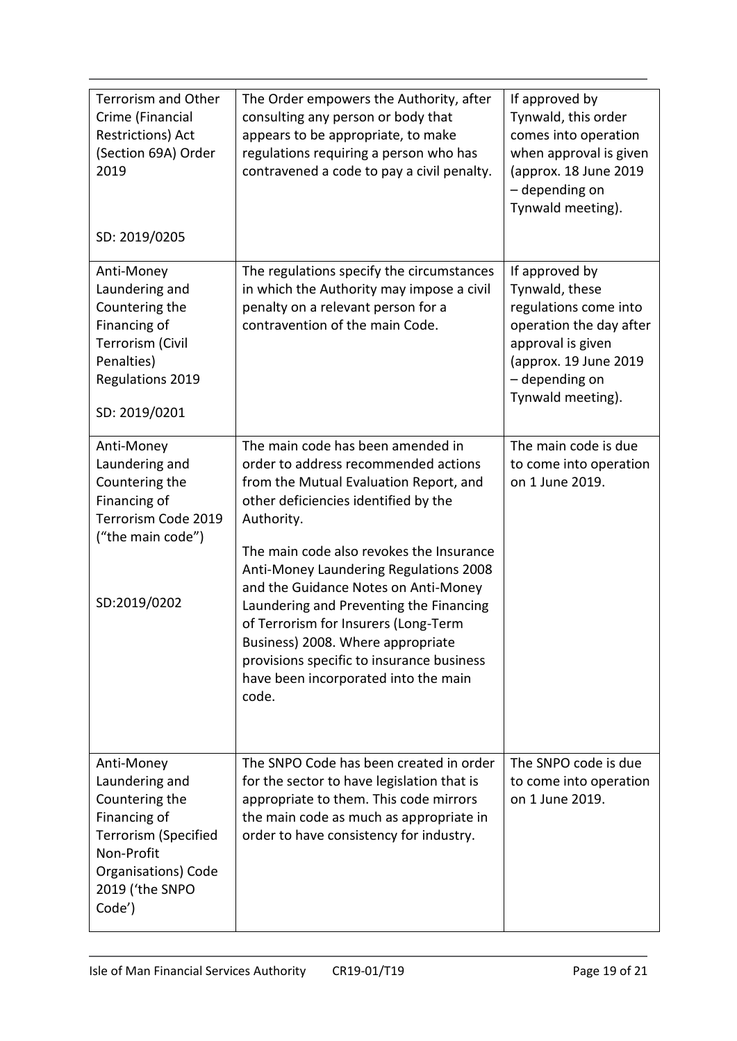| | | |
|---|---|---|
| Terrorism and Other Crime (Financial Restrictions) Act (Section 69A) Order 2019<br><br>SD: 2019/0205 | The Order empowers the Authority, after consulting any person or body that appears to be appropriate, to make regulations requiring a person who has contravened a code to pay a civil penalty. | If approved by Tynwald, this order comes into operation when approval is given (approx. 18 June 2019 – depending on Tynwald meeting). |
| Anti-Money Laundering and Countering the Financing of Terrorism (Civil Penalties) Regulations 2019<br><br>SD: 2019/0201 | The regulations specify the circumstances in which the Authority may impose a civil penalty on a relevant person for a contravention of the main Code. | If approved by Tynwald, these regulations come into operation the day after approval is given (approx. 19 June 2019 – depending on Tynwald meeting). |
| Anti-Money Laundering and Countering the Financing of Terrorism Code 2019 ("the main code")<br><br>SD:2019/0202 | The main code has been amended in order to address recommended actions from the Mutual Evaluation Report, and other deficiencies identified by the Authority.<br><br>The main code also revokes the Insurance Anti-Money Laundering Regulations 2008 and the Guidance Notes on Anti-Money Laundering and Preventing the Financing of Terrorism for Insurers (Long-Term Business) 2008. Where appropriate provisions specific to insurance business have been incorporated into the main code. | The main code is due to come into operation on 1 June 2019. |
| Anti-Money Laundering and Countering the Financing of Terrorism (Specified Non-Profit Organisations) Code 2019 ('the SNPO Code') | The SNPO Code has been created in order for the sector to have legislation that is appropriate to them. This code mirrors the main code as much as appropriate in order to have consistency for industry. | The SNPO code is due to come into operation on 1 June 2019. |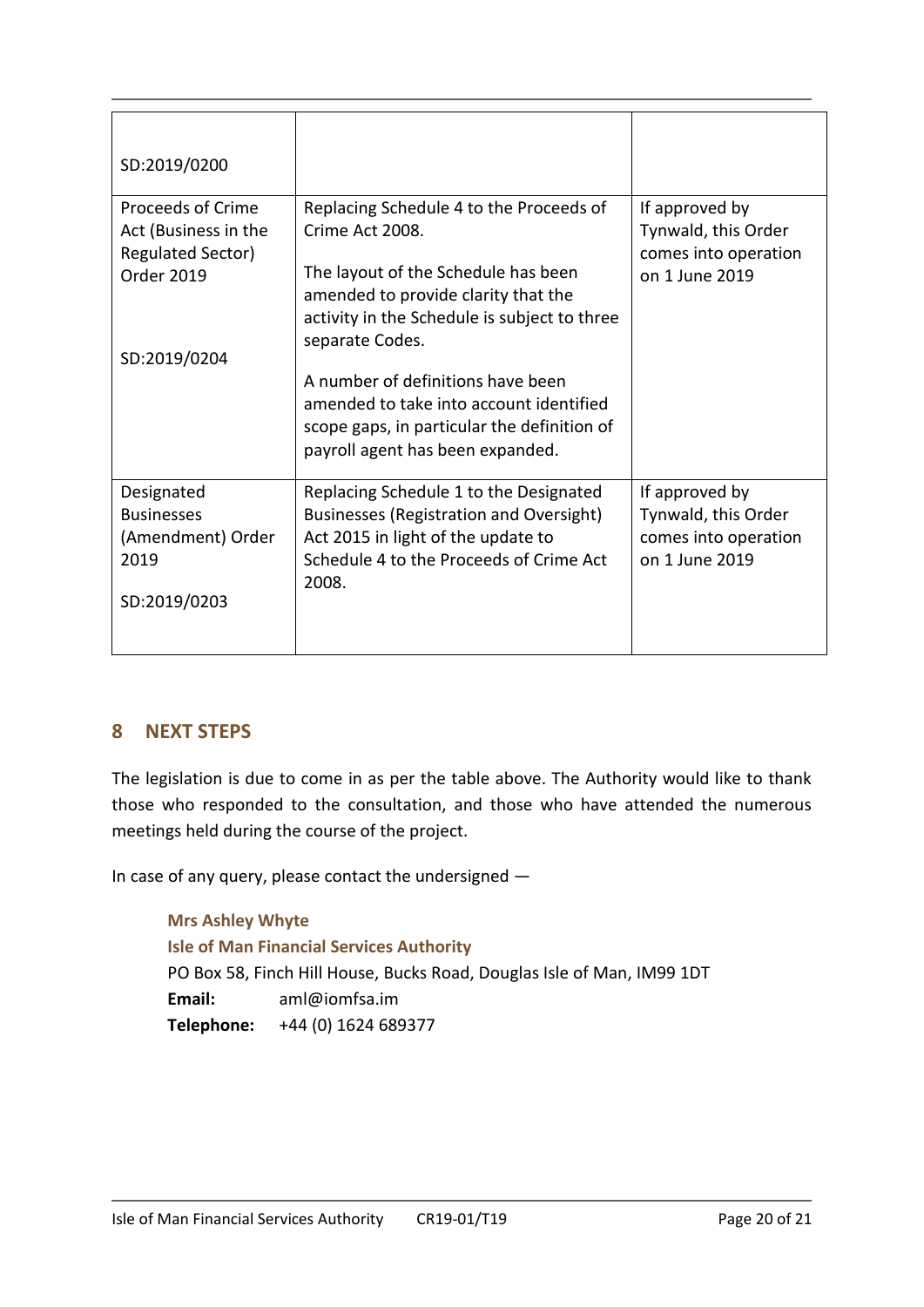| | | |
|---|---|---|
| SD:2019/0200 | | |
| Proceeds of Crime Act (Business in the Regulated Sector) Order 2019<br><br>SD:2019/0204 | Replacing Schedule 4 to the Proceeds of Crime Act 2008.<br><br>The layout of the Schedule has been amended to provide clarity that the activity in the Schedule is subject to three separate Codes.<br><br>A number of definitions have been amended to take into account identified scope gaps, in particular the definition of payroll agent has been expanded. | If approved by Tynwald, this Order comes into operation on 1 June 2019 |
| Designated Businesses (Amendment) Order 2019<br><br>SD:2019/0203 | Replacing Schedule 1 to the Designated Businesses (Registration and Oversight) Act 2015 in light of the update to Schedule 4 to the Proceeds of Crime Act 2008. | If approved by Tynwald, this Order comes into operation on 1 June 2019 |

## 8 NEXT STEPS

The legislation is due to come in as per the table above. The Authority would like to thank those who responded to the consultation, and those who have attended the numerous meetings held during the course of the project.

In case of any query, please contact the undersigned —

**Mrs Ashley Whyte**
**Isle of Man Financial Services Authority**
PO Box 58, Finch Hill House, Bucks Road, Douglas Isle of Man, IM99 1DT
**Email:** aml@iomfsa.im
**Telephone:** +44 (0) 1624 689377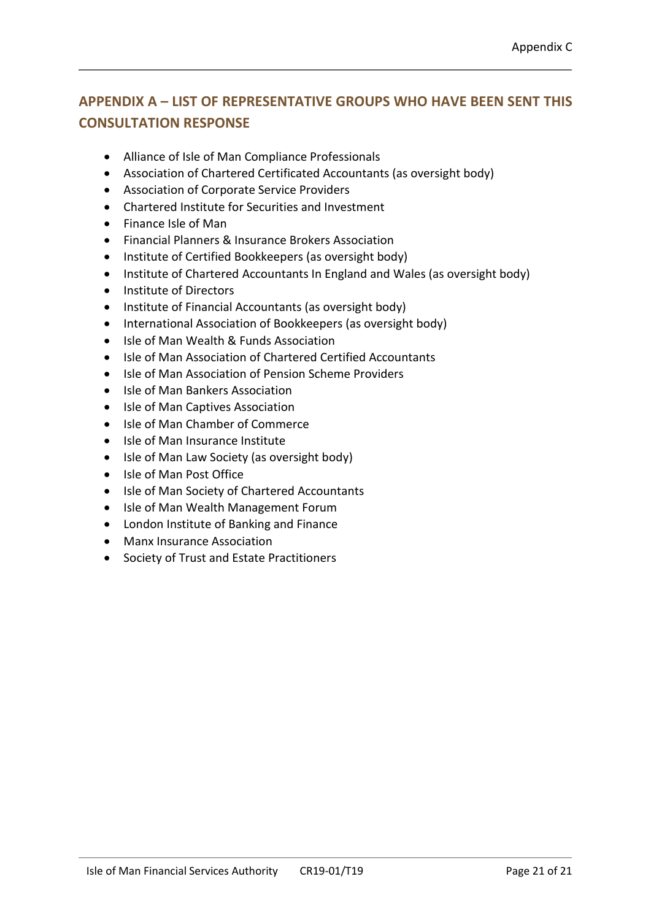## APPENDIX A – LIST OF REPRESENTATIVE GROUPS WHO HAVE BEEN SENT THIS CONSULTATION RESPONSE

- Alliance of Isle of Man Compliance Professionals
- Association of Chartered Certificated Accountants (as oversight body)
- Association of Corporate Service Providers
- Chartered Institute for Securities and Investment
- Finance Isle of Man
- Financial Planners & Insurance Brokers Association
- Institute of Certified Bookkeepers (as oversight body)
- Institute of Chartered Accountants In England and Wales (as oversight body)
- Institute of Directors
- Institute of Financial Accountants (as oversight body)
- International Association of Bookkeepers (as oversight body)
- Isle of Man Wealth & Funds Association
- Isle of Man Association of Chartered Certified Accountants
- Isle of Man Association of Pension Scheme Providers
- Isle of Man Bankers Association
- Isle of Man Captives Association
- Isle of Man Chamber of Commerce
- Isle of Man Insurance Institute
- Isle of Man Law Society (as oversight body)
- Isle of Man Post Office
- Isle of Man Society of Chartered Accountants
- Isle of Man Wealth Management Forum
- London Institute of Banking and Finance
- Manx Insurance Association
- Society of Trust and Estate Practitioners